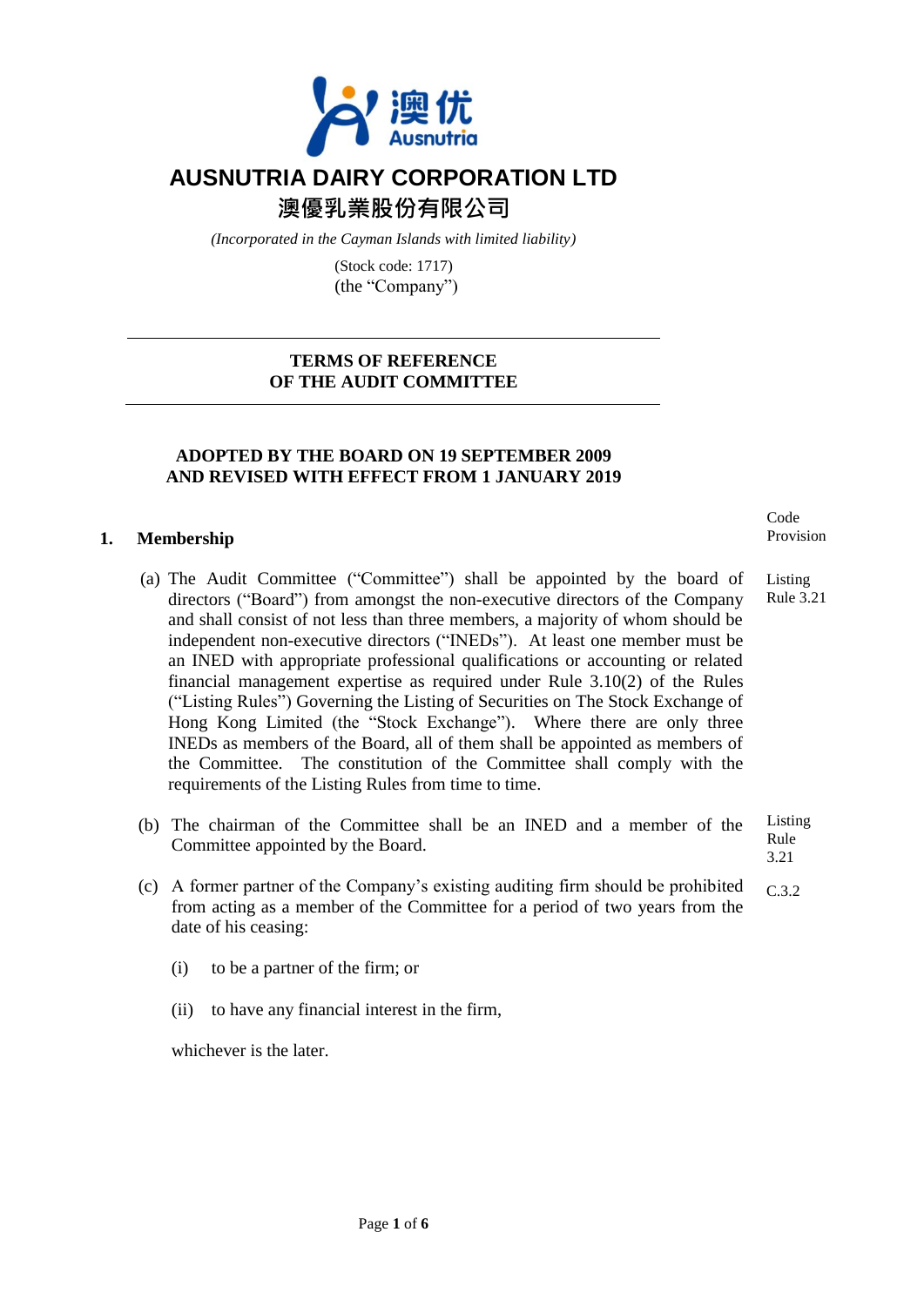# AUSNUTRIA DAIRY CORPORATION LTD

# 澳優乳業股份有限公司

*(Incorporated in the Cayman Islands with limited liability)*

(Stock code: 1717)

(the "Company")

---

**TERMS OF REFERENCE**
**OF THE AUDIT COMMITTEE**

---

**ADOPTED BY THE BOARD ON 19 SEPTEMBER 2009**
**AND REVISED WITH EFFECT FROM 1 JANUARY 2019**

## 1. Membership

*Code Provision*

(a) The Audit Committee ("Committee") shall be appointed by the board of directors ("Board") from amongst the non-executive directors of the Company and shall consist of not less than three members, a majority of whom should be independent non-executive directors ("INEDs"). At least one member must be an INED with appropriate professional qualifications or accounting or related financial management expertise as required under Rule 3.10(2) of the Rules ("Listing Rules") Governing the Listing of Securities on The Stock Exchange of Hong Kong Limited (the "Stock Exchange"). Where there are only three INEDs as members of the Board, all of them shall be appointed as members of the Committee. The constitution of the Committee shall comply with the requirements of the Listing Rules from time to time. *(Listing Rule 3.21)*

(b) The chairman of the Committee shall be an INED and a member of the Committee appointed by the Board. *(Listing Rule 3.21)*

(c) A former partner of the Company's existing auditing firm should be prohibited from acting as a member of the Committee for a period of two years from the date of his ceasing: *(C.3.2)*

(i) to be a partner of the firm; or

(ii) to have any financial interest in the firm,

whichever is the later.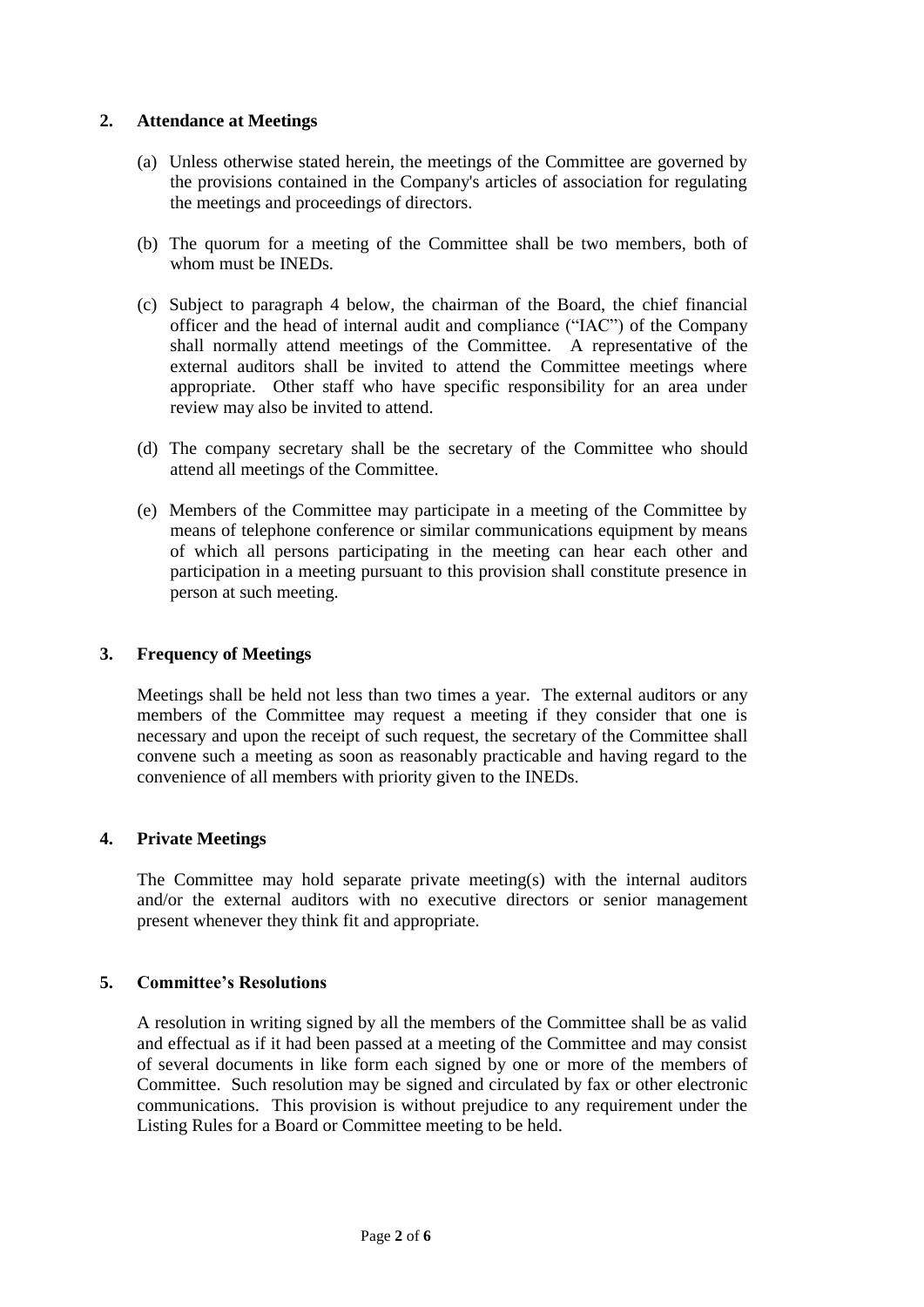## 2. Attendance at Meetings

(a) Unless otherwise stated herein, the meetings of the Committee are governed by the provisions contained in the Company's articles of association for regulating the meetings and proceedings of directors.

(b) The quorum for a meeting of the Committee shall be two members, both of whom must be INEDs.

(c) Subject to paragraph 4 below, the chairman of the Board, the chief financial officer and the head of internal audit and compliance ("IAC") of the Company shall normally attend meetings of the Committee. A representative of the external auditors shall be invited to attend the Committee meetings where appropriate. Other staff who have specific responsibility for an area under review may also be invited to attend.

(d) The company secretary shall be the secretary of the Committee who should attend all meetings of the Committee.

(e) Members of the Committee may participate in a meeting of the Committee by means of telephone conference or similar communications equipment by means of which all persons participating in the meeting can hear each other and participation in a meeting pursuant to this provision shall constitute presence in person at such meeting.

## 3. Frequency of Meetings

Meetings shall be held not less than two times a year. The external auditors or any members of the Committee may request a meeting if they consider that one is necessary and upon the receipt of such request, the secretary of the Committee shall convene such a meeting as soon as reasonably practicable and having regard to the convenience of all members with priority given to the INEDs.

## 4. Private Meetings

The Committee may hold separate private meeting(s) with the internal auditors and/or the external auditors with no executive directors or senior management present whenever they think fit and appropriate.

## 5. Committee's Resolutions

A resolution in writing signed by all the members of the Committee shall be as valid and effectual as if it had been passed at a meeting of the Committee and may consist of several documents in like form each signed by one or more of the members of Committee. Such resolution may be signed and circulated by fax or other electronic communications. This provision is without prejudice to any requirement under the Listing Rules for a Board or Committee meeting to be held.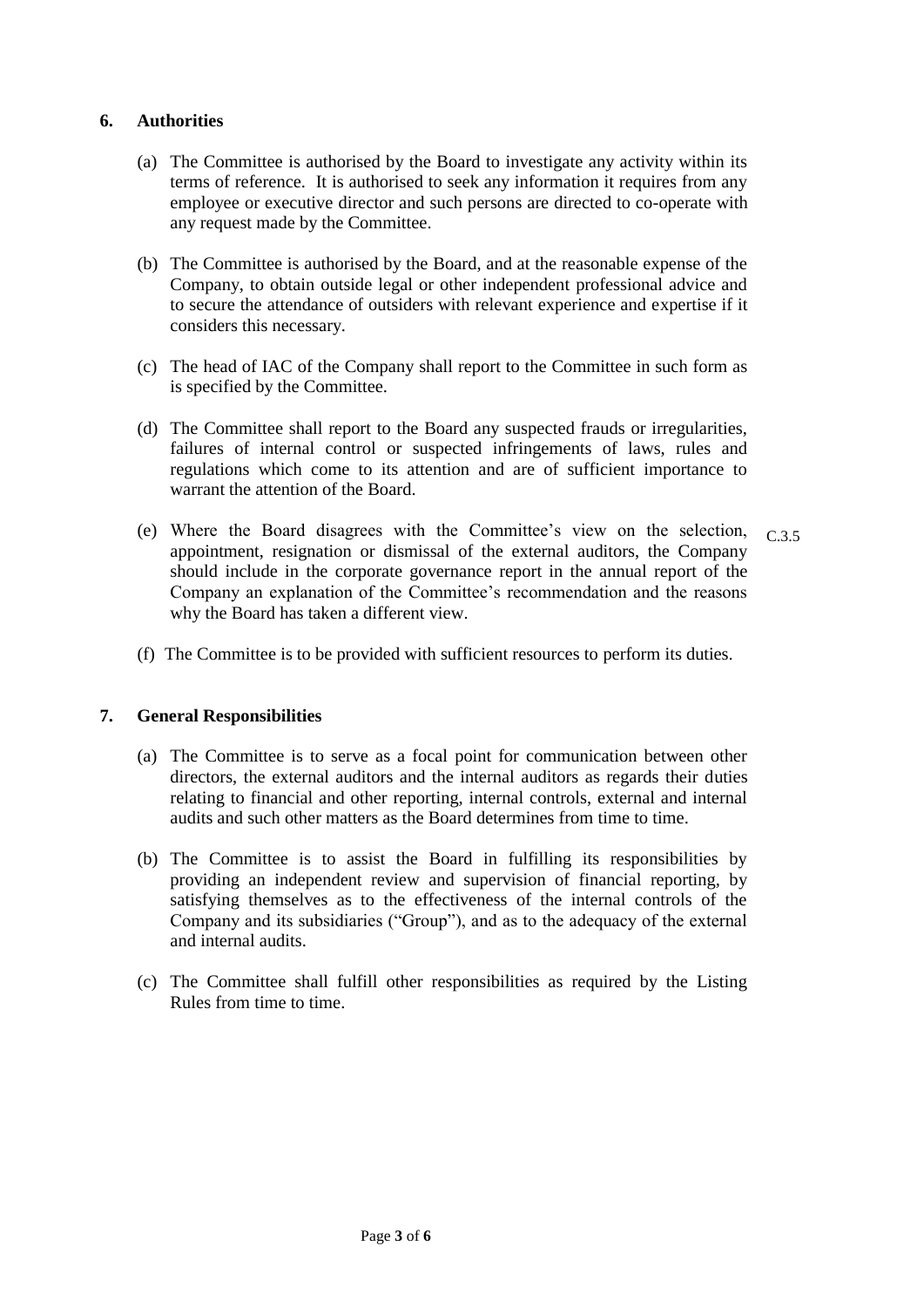## 6. Authorities

(a) The Committee is authorised by the Board to investigate any activity within its terms of reference. It is authorised to seek any information it requires from any employee or executive director and such persons are directed to co-operate with any request made by the Committee.

(b) The Committee is authorised by the Board, and at the reasonable expense of the Company, to obtain outside legal or other independent professional advice and to secure the attendance of outsiders with relevant experience and expertise if it considers this necessary.

(c) The head of IAC of the Company shall report to the Committee in such form as is specified by the Committee.

(d) The Committee shall report to the Board any suspected frauds or irregularities, failures of internal control or suspected infringements of laws, rules and regulations which come to its attention and are of sufficient importance to warrant the attention of the Board.

(e) Where the Board disagrees with the Committee's view on the selection, appointment, resignation or dismissal of the external auditors, the Company should include in the corporate governance report in the annual report of the Company an explanation of the Committee's recommendation and the reasons why the Board has taken a different view. C.3.5

(f) The Committee is to be provided with sufficient resources to perform its duties.

## 7. General Responsibilities

(a) The Committee is to serve as a focal point for communication between other directors, the external auditors and the internal auditors as regards their duties relating to financial and other reporting, internal controls, external and internal audits and such other matters as the Board determines from time to time.

(b) The Committee is to assist the Board in fulfilling its responsibilities by providing an independent review and supervision of financial reporting, by satisfying themselves as to the effectiveness of the internal controls of the Company and its subsidiaries ("Group"), and as to the adequacy of the external and internal audits.

(c) The Committee shall fulfill other responsibilities as required by the Listing Rules from time to time.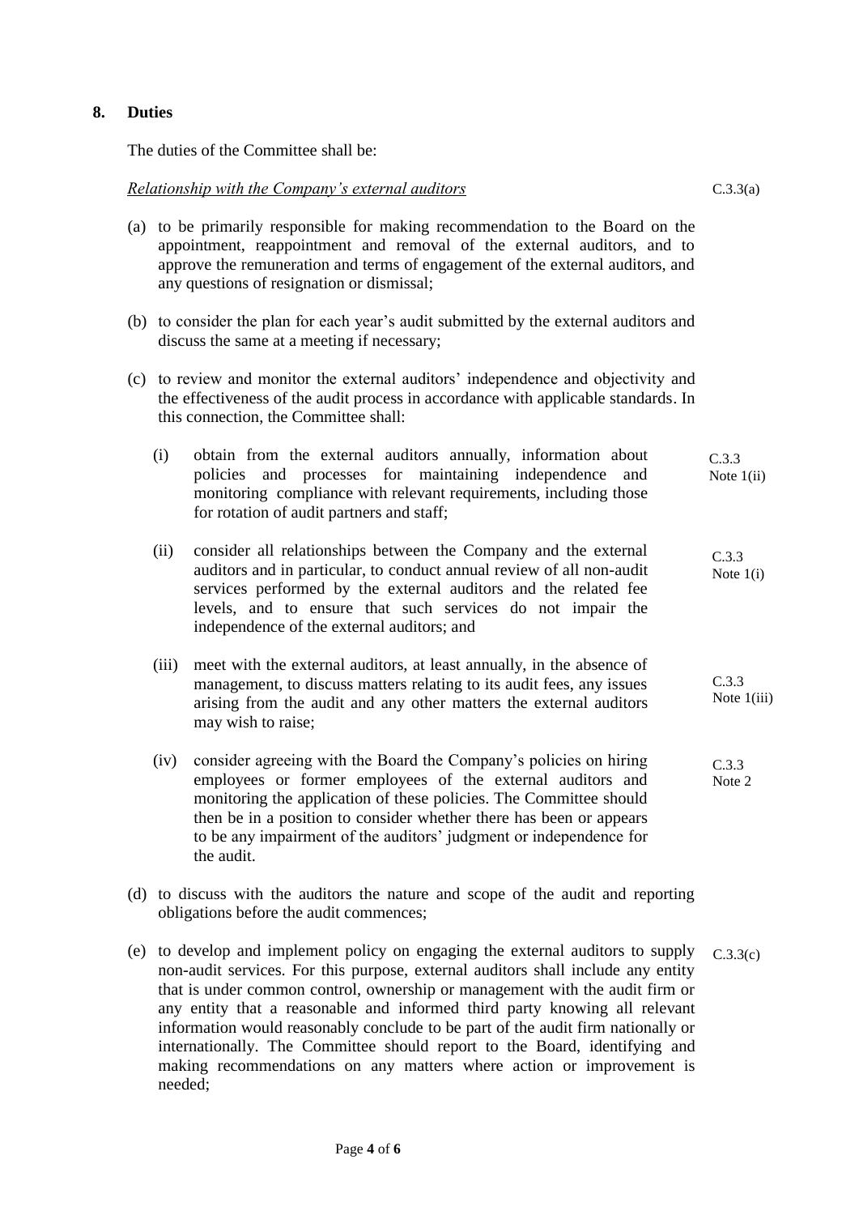## 8. Duties

The duties of the Committee shall be:

*Relationship with the Company's external auditors* C.3.3(a)

(a) to be primarily responsible for making recommendation to the Board on the appointment, reappointment and removal of the external auditors, and to approve the remuneration and terms of engagement of the external auditors, and any questions of resignation or dismissal;

(b) to consider the plan for each year's audit submitted by the external auditors and discuss the same at a meeting if necessary;

(c) to review and monitor the external auditors' independence and objectivity and the effectiveness of the audit process in accordance with applicable standards. In this connection, the Committee shall:

   (i) obtain from the external auditors annually, information about policies and processes for maintaining independence and monitoring compliance with relevant requirements, including those for rotation of audit partners and staff; C.3.3 Note 1(ii)

   (ii) consider all relationships between the Company and the external auditors and in particular, to conduct annual review of all non-audit services performed by the external auditors and the related fee levels, and to ensure that such services do not impair the independence of the external auditors; and C.3.3 Note 1(i)

   (iii) meet with the external auditors, at least annually, in the absence of management, to discuss matters relating to its audit fees, any issues arising from the audit and any other matters the external auditors may wish to raise; C.3.3 Note 1(iii)

   (iv) consider agreeing with the Board the Company's policies on hiring employees or former employees of the external auditors and monitoring the application of these policies. The Committee should then be in a position to consider whether there has been or appears to be any impairment of the auditors' judgment or independence for the audit. C.3.3 Note 2

(d) to discuss with the auditors the nature and scope of the audit and reporting obligations before the audit commences;

(e) to develop and implement policy on engaging the external auditors to supply non-audit services. For this purpose, external auditors shall include any entity that is under common control, ownership or management with the audit firm or any entity that a reasonable and informed third party knowing all relevant information would reasonably conclude to be part of the audit firm nationally or internationally. The Committee should report to the Board, identifying and making recommendations on any matters where action or improvement is needed; C.3.3(c)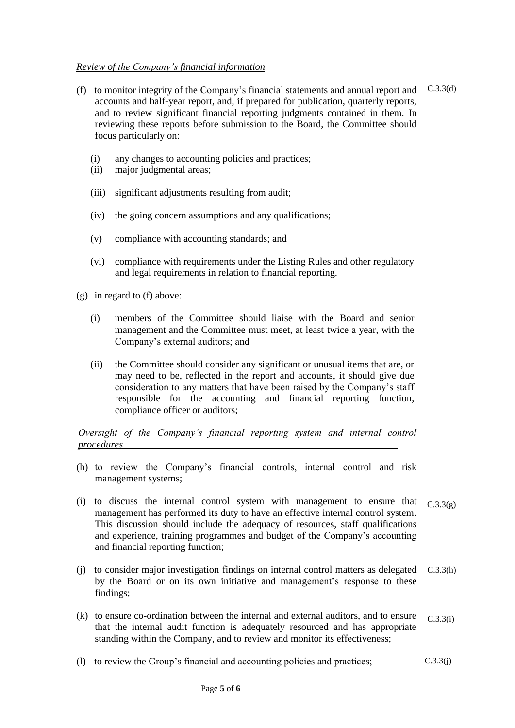*Review of the Company's financial information*

(f) to monitor integrity of the Company's financial statements and annual report and accounts and half-year report, and, if prepared for publication, quarterly reports, and to review significant financial reporting judgments contained in them. In reviewing these reports before submission to the Board, the Committee should focus particularly on: C.3.3(d)

   (i) any changes to accounting policies and practices;

   (ii) major judgmental areas;

   (iii) significant adjustments resulting from audit;

   (iv) the going concern assumptions and any qualifications;

   (v) compliance with accounting standards; and

   (vi) compliance with requirements under the Listing Rules and other regulatory and legal requirements in relation to financial reporting.

(g) in regard to (f) above:

   (i) members of the Committee should liaise with the Board and senior management and the Committee must meet, at least twice a year, with the Company's external auditors; and

   (ii) the Committee should consider any significant or unusual items that are, or may need to be, reflected in the report and accounts, it should give due consideration to any matters that have been raised by the Company's staff responsible for the accounting and financial reporting function, compliance officer or auditors;

*Oversight of the Company's financial reporting system and internal control procedures*

(h) to review the Company's financial controls, internal control and risk management systems;

(i) to discuss the internal control system with management to ensure that management has performed its duty to have an effective internal control system. This discussion should include the adequacy of resources, staff qualifications and experience, training programmes and budget of the Company's accounting and financial reporting function; C.3.3(g)

(j) to consider major investigation findings on internal control matters as delegated by the Board or on its own initiative and management's response to these findings; C.3.3(h)

(k) to ensure co-ordination between the internal and external auditors, and to ensure that the internal audit function is adequately resourced and has appropriate standing within the Company, and to review and monitor its effectiveness; C.3.3(i)

(l) to review the Group's financial and accounting policies and practices; C.3.3(j)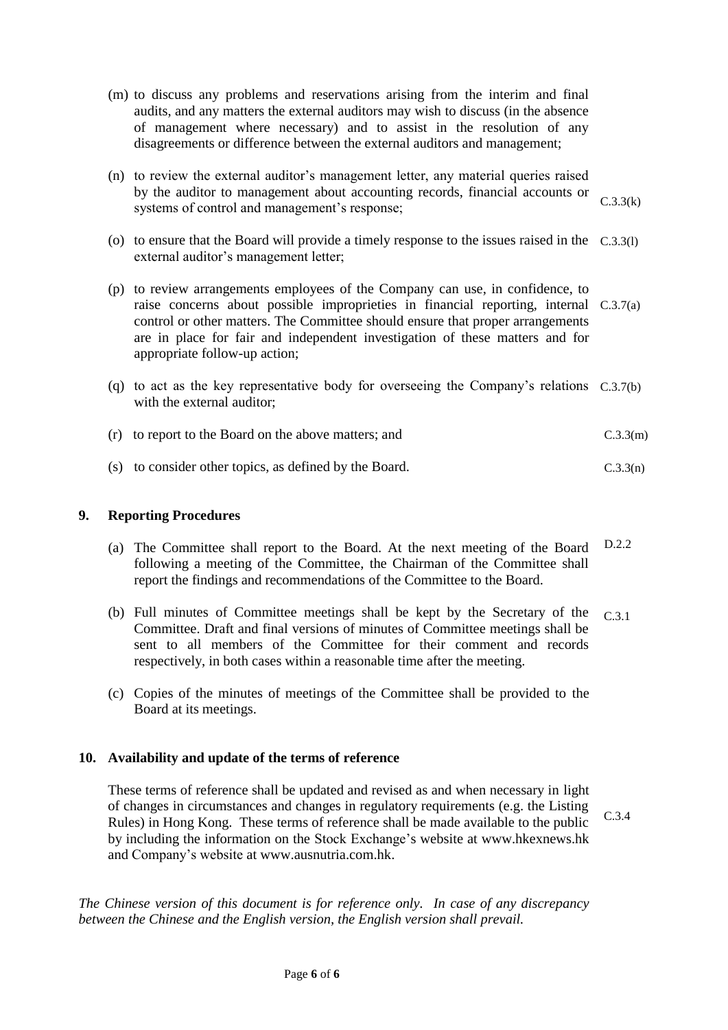(m) to discuss any problems and reservations arising from the interim and final audits, and any matters the external auditors may wish to discuss (in the absence of management where necessary) and to assist in the resolution of any disagreements or difference between the external auditors and management;

(n) to review the external auditor's management letter, any material queries raised by the auditor to management about accounting records, financial accounts or systems of control and management's response; C.3.3(k)

(o) to ensure that the Board will provide a timely response to the issues raised in the external auditor's management letter; C.3.3(l)

(p) to review arrangements employees of the Company can use, in confidence, to raise concerns about possible improprieties in financial reporting, internal control or other matters. The Committee should ensure that proper arrangements are in place for fair and independent investigation of these matters and for appropriate follow-up action; C.3.7(a)

(q) to act as the key representative body for overseeing the Company's relations with the external auditor; C.3.7(b)

(r) to report to the Board on the above matters; and C.3.3(m)

(s) to consider other topics, as defined by the Board. C.3.3(n)

## 9. Reporting Procedures

(a) The Committee shall report to the Board. At the next meeting of the Board following a meeting of the Committee, the Chairman of the Committee shall report the findings and recommendations of the Committee to the Board. D.2.2

(b) Full minutes of Committee meetings shall be kept by the Secretary of the Committee. Draft and final versions of minutes of Committee meetings shall be sent to all members of the Committee for their comment and records respectively, in both cases within a reasonable time after the meeting. C.3.1

(c) Copies of the minutes of meetings of the Committee shall be provided to the Board at its meetings.

## 10. Availability and update of the terms of reference

These terms of reference shall be updated and revised as and when necessary in light of changes in circumstances and changes in regulatory requirements (e.g. the Listing Rules) in Hong Kong. These terms of reference shall be made available to the public by including the information on the Stock Exchange's website at www.hkexnews.hk and Company's website at www.ausnutria.com.hk. C.3.4

*The Chinese version of this document is for reference only. In case of any discrepancy between the Chinese and the English version, the English version shall prevail.*